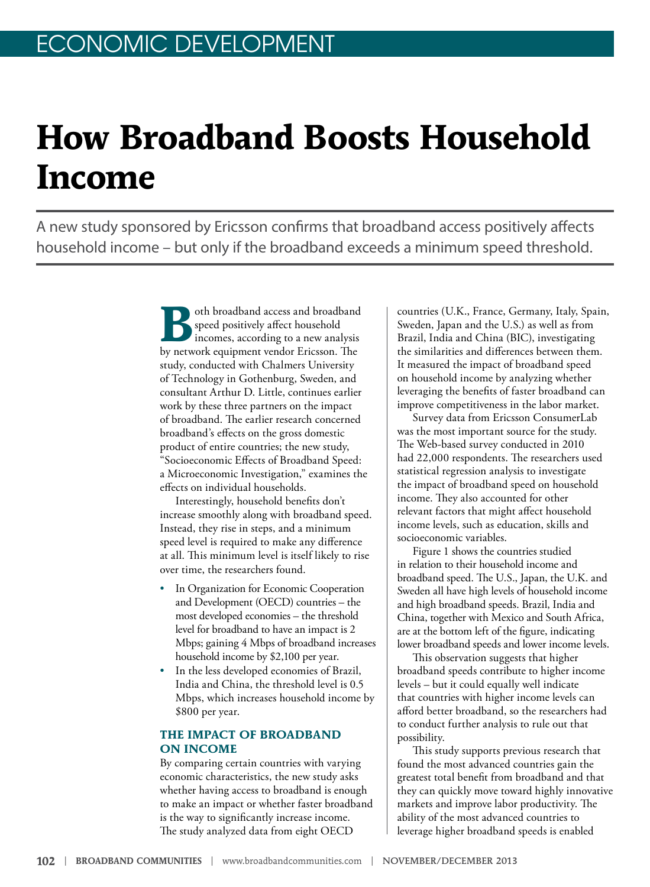ECONOMIC DEVELOPMENT

# How Broadband Boosts Household Income

A new study sponsored by Ericsson confirms that broadband access positively affects household income – but only if the broadband exceeds a minimum speed threshold.

Both broadband access and broadband speed positively affect household incomes, according to a new analysis by network equipment vendor Ericsson. The study, conducted with Chalmers University of Technology in Gothenburg, Sweden, and consultant Arthur D. Little, continues earlier work by these three partners on the impact of broadband. The earlier research concerned broadband's effects on the gross domestic product of entire countries; the new study, "Socioeconomic Effects of Broadband Speed: a Microeconomic Investigation," examines the effects on individual households.

Interestingly, household benefits don't increase smoothly along with broadband speed. Instead, they rise in steps, and a minimum speed level is required to make any difference at all. This minimum level is itself likely to rise over time, the researchers found.

- In Organization for Economic Cooperation and Development (OECD) countries – the most developed economies – the threshold level for broadband to have an impact is 2 Mbps; gaining 4 Mbps of broadband increases household income by $2,100 per year.
- In the less developed economies of Brazil, India and China, the threshold level is 0.5 Mbps, which increases household income by $800 per year.

## THE IMPACT OF BROADBAND ON INCOME

By comparing certain countries with varying economic characteristics, the new study asks whether having access to broadband is enough to make an impact or whether faster broadband is the way to significantly increase income. The study analyzed data from eight OECD countries (U.K., France, Germany, Italy, Spain, Sweden, Japan and the U.S.) as well as from Brazil, India and China (BIC), investigating the similarities and differences between them. It measured the impact of broadband speed on household income by analyzing whether leveraging the benefits of faster broadband can improve competitiveness in the labor market.

Survey data from Ericsson ConsumerLab was the most important source for the study. The Web-based survey conducted in 2010 had 22,000 respondents. The researchers used statistical regression analysis to investigate the impact of broadband speed on household income. They also accounted for other relevant factors that might affect household income levels, such as education, skills and socioeconomic variables.

Figure 1 shows the countries studied in relation to their household income and broadband speed. The U.S., Japan, the U.K. and Sweden all have high levels of household income and high broadband speeds. Brazil, India and China, together with Mexico and South Africa, are at the bottom left of the figure, indicating lower broadband speeds and lower income levels.

This observation suggests that higher broadband speeds contribute to higher income levels – but it could equally well indicate that countries with higher income levels can afford better broadband, so the researchers had to conduct further analysis to rule out that possibility.

This study supports previous research that found the most advanced countries gain the greatest total benefit from broadband and that they can quickly move toward highly innovative markets and improve labor productivity. The ability of the most advanced countries to leverage higher broadband speeds is enabled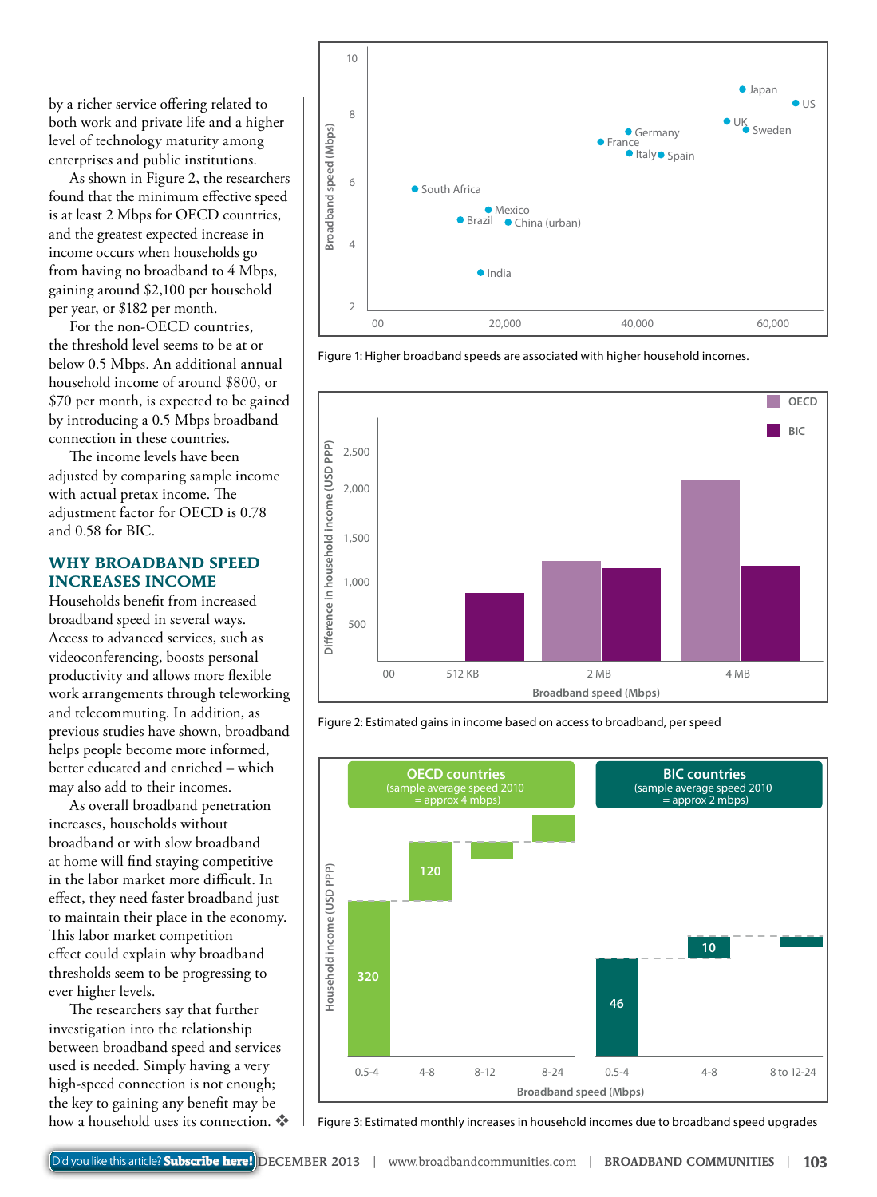by a richer service offering related to both work and private life and a higher level of technology maturity among enterprises and public institutions.

As shown in Figure 2, the researchers found that the minimum effective speed is at least 2 Mbps for OECD countries, and the greatest expected increase in income occurs when households go from having no broadband to 4 Mbps, gaining around $2,100 per household per year, or $182 per month.

For the non-OECD countries, the threshold level seems to be at or below 0.5 Mbps. An additional annual household income of around $800, or $70 per month, is expected to be gained by introducing a 0.5 Mbps broadband connection in these countries.

The income levels have been adjusted by comparing sample income with actual pretax income. The adjustment factor for OECD is 0.78 and 0.58 for BIC.

## WHY BROADBAND SPEED INCREASES INCOME

Households benefit from increased broadband speed in several ways. Access to advanced services, such as videoconferencing, boosts personal productivity and allows more flexible work arrangements through teleworking and telecommuting. In addition, as previous studies have shown, broadband helps people become more informed, better educated and enriched – which may also add to their incomes.

As overall broadband penetration increases, households without broadband or with slow broadband at home will find staying competitive in the labor market more difficult. In effect, they need faster broadband just to maintain their place in the economy. This labor market competition effect could explain why broadband thresholds seem to be progressing to ever higher levels.

The researchers say that further investigation into the relationship between broadband speed and services used is needed. Simply having a very high-speed connection is not enough; the key to gaining any benefit may be how a household uses its connection. ❖

Broadband speed (Mbps)
10
8
6
4
2
00
20,000
40,000
60,000
Japan
US
UK
Sweden
Germany
France
Italy
Spain
South Africa
Mexico
Brazil
China (urban)
India

Figure 1: Higher broadband speeds are associated with higher household incomes.

OECD
BIC
Difference in household income (USD PPP)
2,500
2,000
1,500
1,000
500
00
512 KB
2 MB
4 MB
Broadband speed (Mbps)

Figure 2: Estimated gains in income based on access to broadband, per speed

OECD countries
(sample average speed 2010 = approx 4 mbps)
BIC countries
(sample average speed 2010 = approx 2 mbps)
Household income (USD PPP)
320
120
46
10
0.5-4
4-8
8-12
8-24
0.5-4
4-8
8 to 12-24
Broadband speed (Mbps)

Figure 3: Estimated monthly increases in household incomes due to broadband speed upgrades